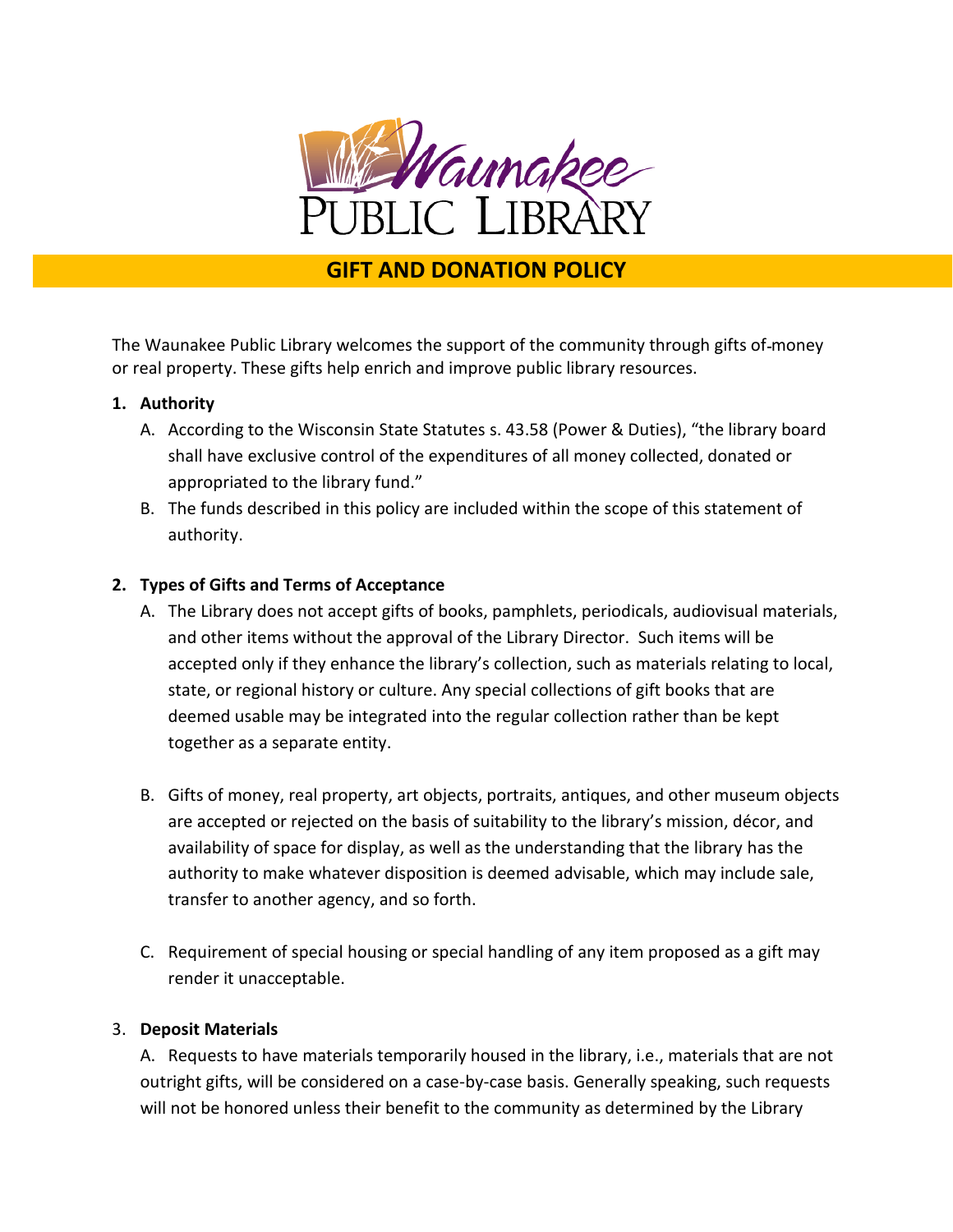# Waunakee Public Library

## GIFT AND DONATION POLICY

The Waunakee Public Library welcomes the support of the community through gifts of money or real property. These gifts help enrich and improve public library resources.

1. **Authority**
   A. According to the Wisconsin State Statutes s. 43.58 (Power & Duties), "the library board shall have exclusive control of the expenditures of all money collected, donated or appropriated to the library fund."
   B. The funds described in this policy are included within the scope of this statement of authority.

2. **Types of Gifts and Terms of Acceptance**
   A. The Library does not accept gifts of books, pamphlets, periodicals, audiovisual materials, and other items without the approval of the Library Director. Such items will be accepted only if they enhance the library's collection, such as materials relating to local, state, or regional history or culture. Any special collections of gift books that are deemed usable may be integrated into the regular collection rather than be kept together as a separate entity.

   B. Gifts of money, real property, art objects, portraits, antiques, and other museum objects are accepted or rejected on the basis of suitability to the library's mission, décor, and availability of space for display, as well as the understanding that the library has the authority to make whatever disposition is deemed advisable, which may include sale, transfer to another agency, and so forth.

   C. Requirement of special housing or special handling of any item proposed as a gift may render it unacceptable.

3. **Deposit Materials**

   A. Requests to have materials temporarily housed in the library, i.e., materials that are not outright gifts, will be considered on a case-by-case basis. Generally speaking, such requests will not be honored unless their benefit to the community as determined by the Library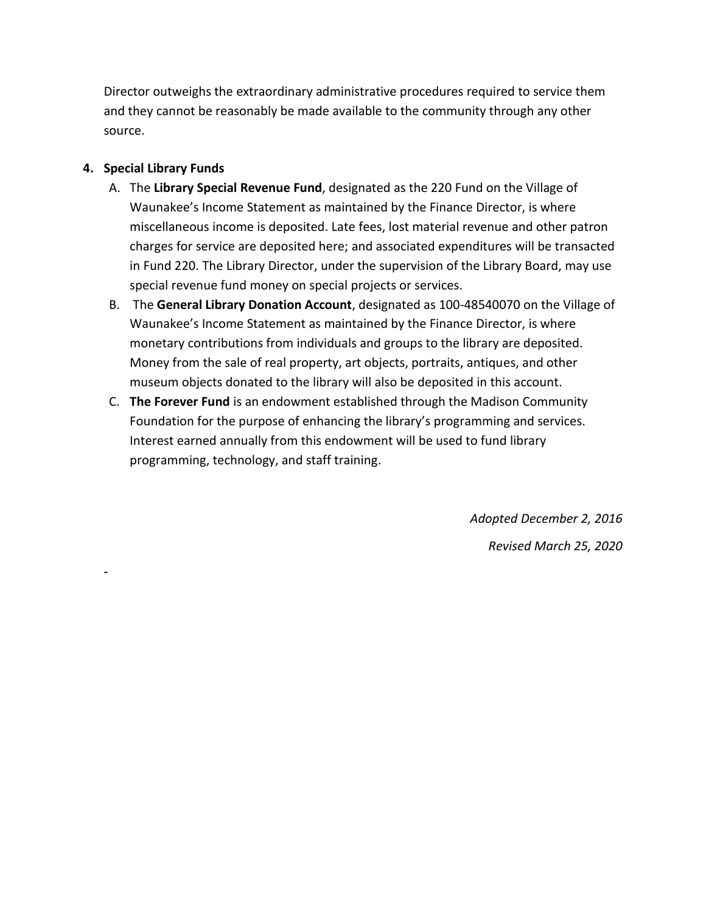Director outweighs the extraordinary administrative procedures required to service them and they cannot be reasonably be made available to the community through any other source.

**4. Special Library Funds**

A. The **Library Special Revenue Fund**, designated as the 220 Fund on the Village of Waunakee's Income Statement as maintained by the Finance Director, is where miscellaneous income is deposited. Late fees, lost material revenue and other patron charges for service are deposited here; and associated expenditures will be transacted in Fund 220. The Library Director, under the supervision of the Library Board, may use special revenue fund money on special projects or services.

B. The **General Library Donation Account**, designated as 100-48540070 on the Village of Waunakee's Income Statement as maintained by the Finance Director, is where monetary contributions from individuals and groups to the library are deposited. Money from the sale of real property, art objects, portraits, antiques, and other museum objects donated to the library will also be deposited in this account.

C. **The Forever Fund** is an endowment established through the Madison Community Foundation for the purpose of enhancing the library's programming and services. Interest earned annually from this endowment will be used to fund library programming, technology, and staff training.

*Adopted December 2, 2016*

*Revised March 25, 2020*

-